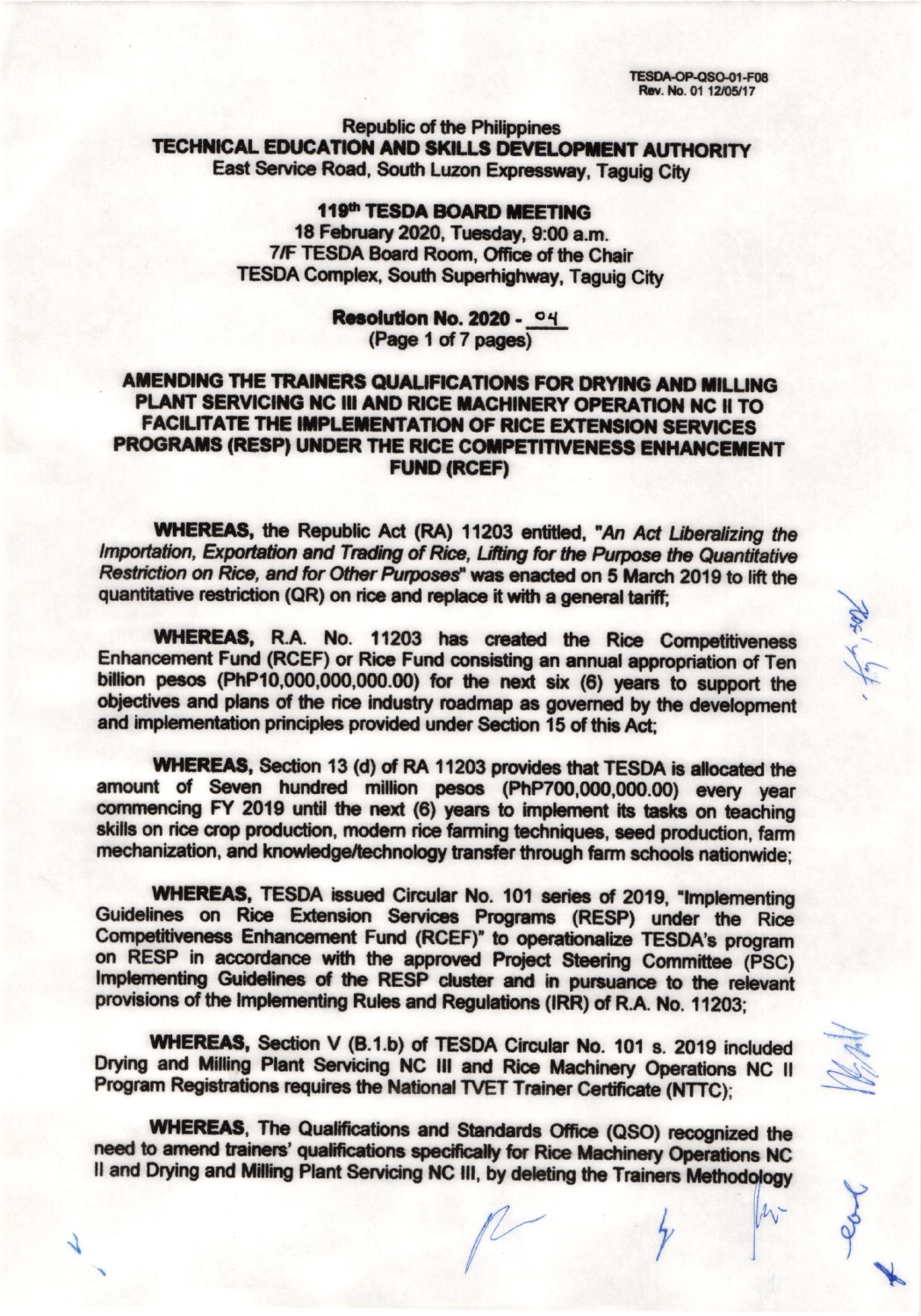TESDA-OP-QSO-01-F08
Rev. No. 01 12/05/17

Republic of the Philippines
**TECHNICAL EDUCATION AND SKILLS DEVELOPMENT AUTHORITY**
East Service Road, South Luzon Expressway, Taguig City

**119th TESDA BOARD MEETING**
18 February 2020, Tuesday, 9:00 a.m.
7/F TESDA Board Room, Office of the Chair
TESDA Complex, South Superhighway, Taguig City

**Resolution No. 2020 - 04**

**AMENDING THE TRAINERS QUALIFICATIONS FOR DRYING AND MILLING PLANT SERVICING NC III AND RICE MACHINERY OPERATION NC II TO FACILITATE THE IMPLEMENTATION OF RICE EXTENSION SERVICES PROGRAMS (RESP) UNDER THE RICE COMPETITIVENESS ENHANCEMENT FUND (RCEF)**

**WHEREAS,** the Republic Act (RA) 11203 entitled, "*An Act Liberalizing the Importation, Exportation and Trading of Rice, Lifting for the Purpose the Quantitative Restriction on Rice, and for Other Purposes*" was enacted on 5 March 2019 to lift the quantitative restriction (QR) on rice and replace it with a general tariff;

**WHEREAS,** R.A. No. 11203 has created the Rice Competitiveness Enhancement Fund (RCEF) or Rice Fund consisting an annual appropriation of Ten billion pesos (PhP10,000,000,000.00) for the next six (6) years to support the objectives and plans of the rice industry roadmap as governed by the development and implementation principles provided under Section 15 of this Act;

**WHEREAS,** Section 13 (d) of RA 11203 provides that TESDA is allocated the amount of Seven hundred million pesos (PhP700,000,000.00) every year commencing FY 2019 until the next (6) years to implement its tasks on teaching skills on rice crop production, modern rice farming techniques, seed production, farm mechanization, and knowledge/technology transfer through farm schools nationwide;

**WHEREAS,** TESDA issued Circular No. 101 series of 2019, "Implementing Guidelines on Rice Extension Services Programs (RESP) under the Rice Competitiveness Enhancement Fund (RCEF)" to operationalize TESDA's program on RESP in accordance with the approved Project Steering Committee (PSC) Implementing Guidelines of the RESP cluster and in pursuance to the relevant provisions of the Implementing Rules and Regulations (IRR) of R.A. No. 11203;

**WHEREAS,** Section V (B.1.b) of TESDA Circular No. 101 s. 2019 included Drying and Milling Plant Servicing NC III and Rice Machinery Operations NC II Program Registrations requires the National TVET Trainer Certificate (NTTC);

**WHEREAS,** The Qualifications and Standards Office (QSO) recognized the need to amend trainers' qualifications specifically for Rice Machinery Operations NC II and Drying and Milling Plant Servicing NC III, by deleting the Trainers Methodology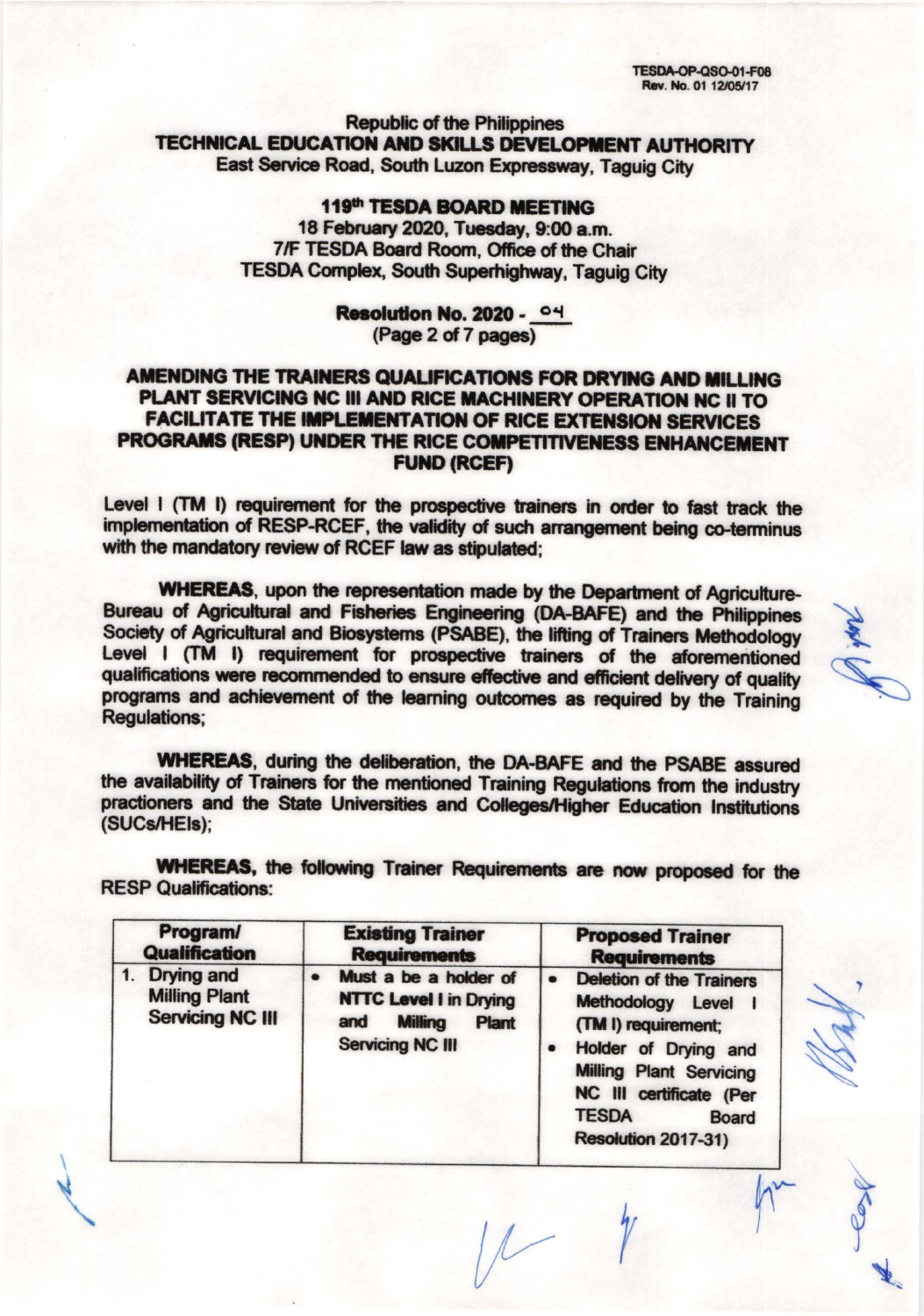TESDA-OP-QSO-01-F08
Rev. No. 01 12/05/17

Republic of the Philippines
**TECHNICAL EDUCATION AND SKILLS DEVELOPMENT AUTHORITY**
East Service Road, South Luzon Expressway, Taguig City

**119th TESDA BOARD MEETING**
18 February 2020, Tuesday, 9:00 a.m.
7/F TESDA Board Room, Office of the Chair
TESDA Complex, South Superhighway, Taguig City

**Resolution No. 2020 - 04**
(Page 2 of 7 pages)

**AMENDING THE TRAINERS QUALIFICATIONS FOR DRYING AND MILLING PLANT SERVICING NC III AND RICE MACHINERY OPERATION NC II TO FACILITATE THE IMPLEMENTATION OF RICE EXTENSION SERVICES PROGRAMS (RESP) UNDER THE RICE COMPETITIVENESS ENHANCEMENT FUND (RCEF)**

Level I (TM I) requirement for the prospective trainers in order to fast track the implementation of RESP-RCEF, the validity of such arrangement being co-terminus with the mandatory review of RCEF law as stipulated;

**WHEREAS**, upon the representation made by the Department of Agriculture-Bureau of Agricultural and Fisheries Engineering (DA-BAFE) and the Philippines Society of Agricultural and Biosystems (PSABE), the lifting of Trainers Methodology Level I (TM I) requirement for prospective trainers of the aforementioned qualifications were recommended to ensure effective and efficient delivery of quality programs and achievement of the learning outcomes as required by the Training Regulations;

**WHEREAS**, during the deliberation, the DA-BAFE and the PSABE assured the availability of Trainers for the mentioned Training Regulations from the industry practioners and the State Universities and Colleges/Higher Education Institutions (SUCs/HEIs);

**WHEREAS**, the following Trainer Requirements are now proposed for the RESP Qualifications:

| Program/ Qualification | Existing Trainer Requirements | Proposed Trainer Requirements |
|---|---|---|
| 1. Drying and Milling Plant Servicing NC III | • Must a be a holder of NTTC Level I in Drying and Milling Plant Servicing NC III | • Deletion of the Trainers Methodology Level I (TM I) requirement; <br> • Holder of Drying and Milling Plant Servicing NC III certificate (Per TESDA Board Resolution 2017-31) |